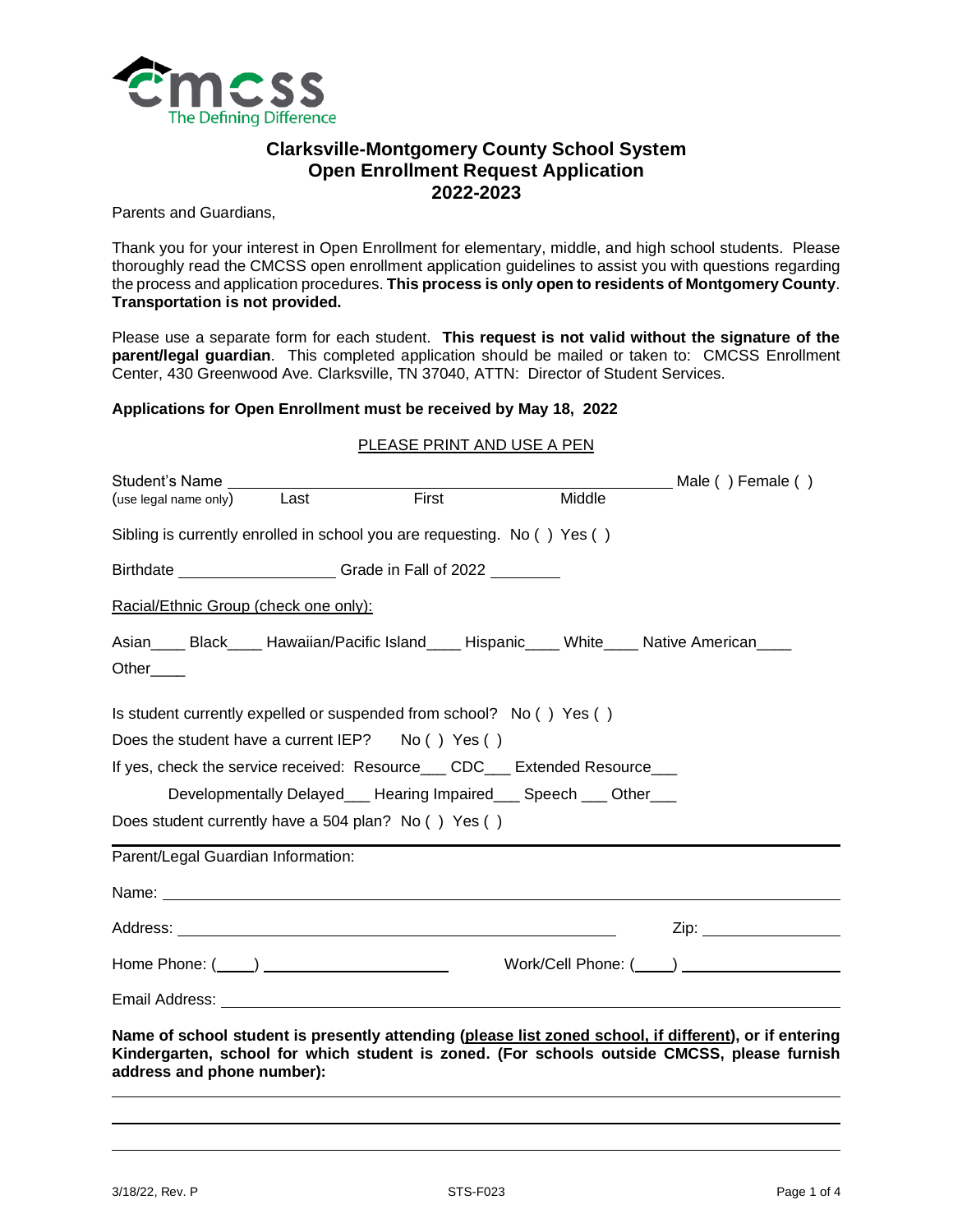# Clarksville-Montgomery County School System
## Open Enrollment Request Application
## 2022-2023

Parents and Guardians,

Thank you for your interest in Open Enrollment for elementary, middle, and high school students. Please thoroughly read the CMCSS open enrollment application guidelines to assist you with questions regarding the process and application procedures. **This process is only open to residents of Montgomery County**. **Transportation is not provided.**

Please use a separate form for each student. **This request is not valid without the signature of the parent/legal guardian**. This completed application should be mailed or taken to: CMCSS Enrollment Center, 430 Greenwood Ave. Clarksville, TN 37040, ATTN: Director of Student Services.

**Applications for Open Enrollment must be received by May 18, 2022**

PLEASE PRINT AND USE A PEN

Student's Name ______________________________________________ Male ( ) Female ( )
(use legal name only) Last First Middle

Sibling is currently enrolled in school you are requesting. No ( ) Yes ( )

Birthdate __________________ Grade in Fall of 2022 ________

Racial/Ethnic Group (check one only):

Asian____ Black____ Hawaiian/Pacific Island____ Hispanic____ White____ Native American____ Other____

Is student currently expelled or suspended from school? No ( ) Yes ( )

Does the student have a current IEP? No ( ) Yes ( )

If yes, check the service received: Resource___ CDC___ Extended Resource___ Developmentally Delayed___ Hearing Impaired___ Speech ___ Other___

Does student currently have a 504 plan? No ( ) Yes ( )

---

Parent/Legal Guardian Information:

Name: ________________________________________________________________

Address: ______________________________________________ Zip: ______________

Home Phone: (____) ____________________ Work/Cell Phone: (____) ________________

Email Address: __________________________________________________________

**Name of school student is presently attending (please list zoned school, if different), or if entering Kindergarten, school for which student is zoned. (For schools outside CMCSS, please furnish address and phone number):**

________________________________________________________________________

________________________________________________________________________

________________________________________________________________________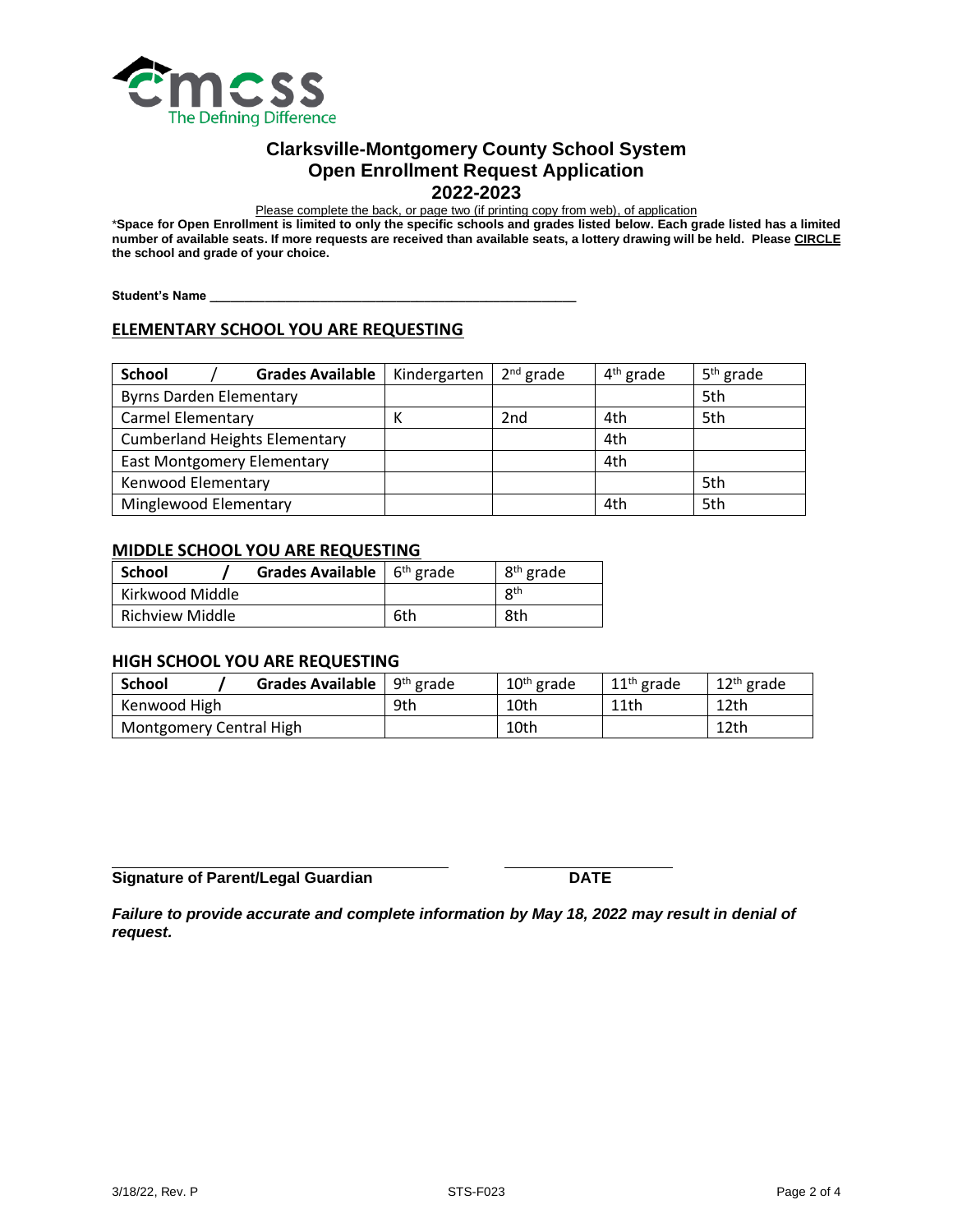# Clarksville-Montgomery County School System
# Open Enrollment Request Application
# 2022-2023

Please complete the back, or page two (if printing copy from web), of application

***Space for Open Enrollment is limited to only the specific schools and grades listed below. Each grade listed has a limited number of available seats. If more requests are received than available seats, a lottery drawing will be held. Please CIRCLE the school and grade of your choice.**

**Student's Name** ____________________________________________________

## ELEMENTARY SCHOOL YOU ARE REQUESTING

| School / Grades Available | Kindergarten | 2nd grade | 4th grade | 5th grade |
|---|---|---|---|---|
| Byrns Darden Elementary | | | | 5th |
| Carmel Elementary | K | 2nd | 4th | 5th |
| Cumberland Heights Elementary | | | 4th | |
| East Montgomery Elementary | | | 4th | |
| Kenwood Elementary | | | | 5th |
| Minglewood Elementary | | | 4th | 5th |

## MIDDLE SCHOOL YOU ARE REQUESTING

| School / Grades Available | 6th grade | 8th grade |
|---|---|---|
| Kirkwood Middle | | 8th |
| Richview Middle | 6th | 8th |

## HIGH SCHOOL YOU ARE REQUESTING

| School / Grades Available | 9th grade | 10th grade | 11th grade | 12th grade |
|---|---|---|---|---|
| Kenwood High | 9th | 10th | 11th | 12th |
| Montgomery Central High | | 10th | | 12th |

______________________________________ ____________________

**Signature of Parent/Legal Guardian** **DATE**

***Failure to provide accurate and complete information by May 18, 2022 may result in denial of request.***

3/18/22, Rev. P STS-F023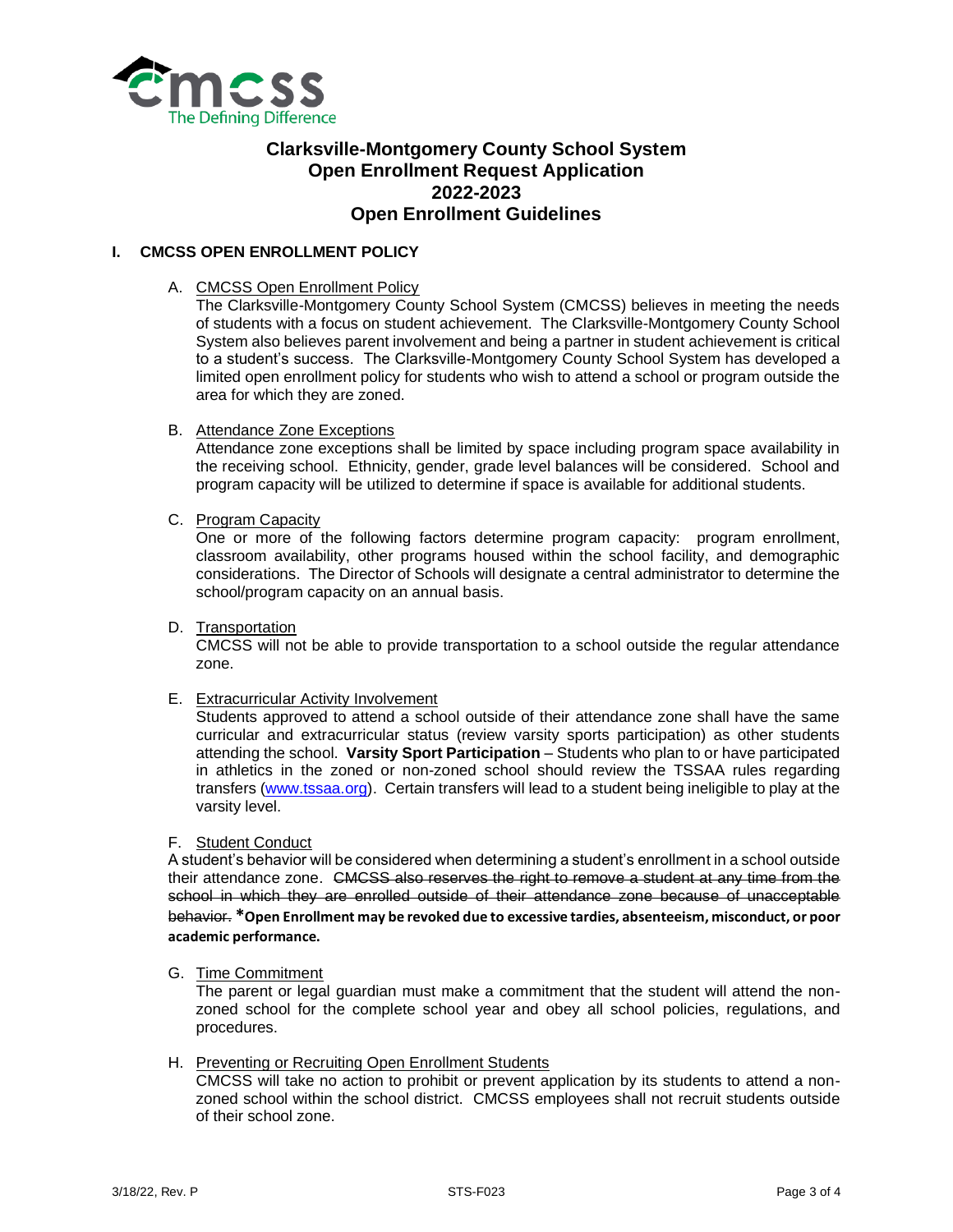# Clarksville-Montgomery County School System
# Open Enrollment Request Application
# 2022-2023
# Open Enrollment Guidelines

## I. CMCSS OPEN ENROLLMENT POLICY

A. CMCSS Open Enrollment Policy

The Clarksville-Montgomery County School System (CMCSS) believes in meeting the needs of students with a focus on student achievement. The Clarksville-Montgomery County School System also believes parent involvement and being a partner in student achievement is critical to a student's success. The Clarksville-Montgomery County School System has developed a limited open enrollment policy for students who wish to attend a school or program outside the area for which they are zoned.

B. Attendance Zone Exceptions

Attendance zone exceptions shall be limited by space including program space availability in the receiving school. Ethnicity, gender, grade level balances will be considered. School and program capacity will be utilized to determine if space is available for additional students.

C. Program Capacity

One or more of the following factors determine program capacity: program enrollment, classroom availability, other programs housed within the school facility, and demographic considerations. The Director of Schools will designate a central administrator to determine the school/program capacity on an annual basis.

D. Transportation

CMCSS will not be able to provide transportation to a school outside the regular attendance zone.

E. Extracurricular Activity Involvement

Students approved to attend a school outside of their attendance zone shall have the same curricular and extracurricular status (review varsity sports participation) as other students attending the school. **Varsity Sport Participation** – Students who plan to or have participated in athletics in the zoned or non-zoned school should review the TSSAA rules regarding transfers (www.tssaa.org). Certain transfers will lead to a student being ineligible to play at the varsity level.

F. Student Conduct

A student's behavior will be considered when determining a student's enrollment in a school outside their attendance zone. ~~CMCSS also reserves the right to remove a student at any time from the school in which they are enrolled outside of their attendance zone because of unacceptable behavior.~~ ***Open Enrollment may be revoked due to excessive tardies, absenteeism, misconduct, or poor academic performance.**

G. Time Commitment

The parent or legal guardian must make a commitment that the student will attend the non-zoned school for the complete school year and obey all school policies, regulations, and procedures.

H. Preventing or Recruiting Open Enrollment Students

CMCSS will take no action to prohibit or prevent application by its students to attend a non-zoned school within the school district. CMCSS employees shall not recruit students outside of their school zone.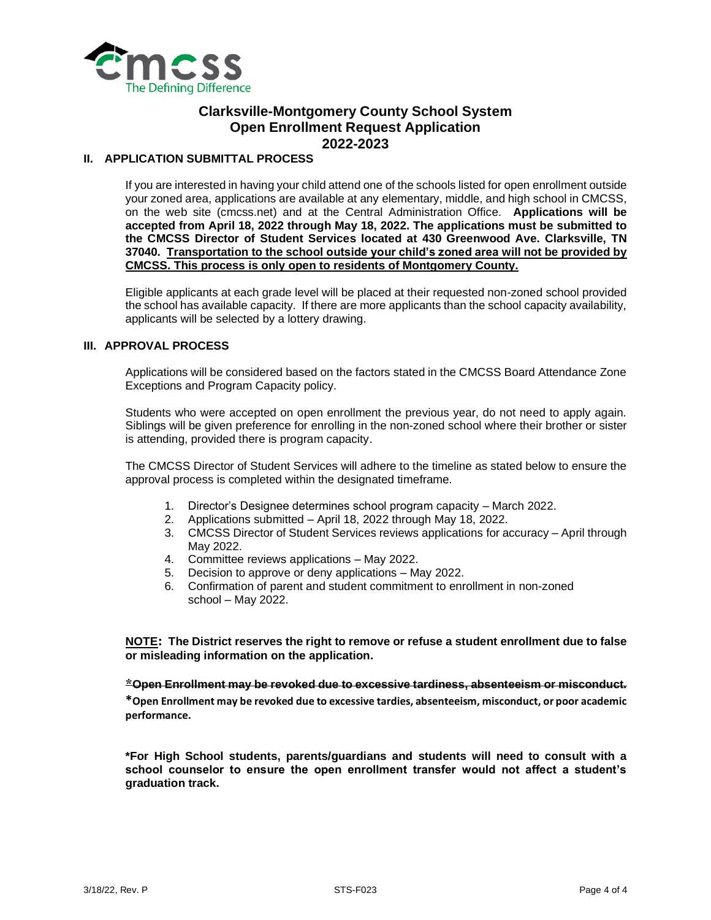# Clarksville-Montgomery County School System
## Open Enrollment Request Application
## 2022-2023

### II. APPLICATION SUBMITTAL PROCESS

If you are interested in having your child attend one of the schools listed for open enrollment outside your zoned area, applications are available at any elementary, middle, and high school in CMCSS, on the web site (cmcss.net) and at the Central Administration Office. **Applications will be accepted from April 18, 2022 through May 18, 2022. The applications must be submitted to the CMCSS Director of Student Services located at 430 Greenwood Ave. Clarksville, TN 37040. <u>Transportation to the school outside your child's zoned area will not be provided by CMCSS. This process is only open to residents of Montgomery County.</u>**

Eligible applicants at each grade level will be placed at their requested non-zoned school provided the school has available capacity. If there are more applicants than the school capacity availability, applicants will be selected by a lottery drawing.

### III. APPROVAL PROCESS

Applications will be considered based on the factors stated in the CMCSS Board Attendance Zone Exceptions and Program Capacity policy.

Students who were accepted on open enrollment the previous year, do not need to apply again. Siblings will be given preference for enrolling in the non-zoned school where their brother or sister is attending, provided there is program capacity.

The CMCSS Director of Student Services will adhere to the timeline as stated below to ensure the approval process is completed within the designated timeframe.

1. Director's Designee determines school program capacity – March 2022.
2. Applications submitted – April 18, 2022 through May 18, 2022.
3. CMCSS Director of Student Services reviews applications for accuracy – April through May 2022.
4. Committee reviews applications – May 2022.
5. Decision to approve or deny applications – May 2022.
6. Confirmation of parent and student commitment to enrollment in non-zoned school – May 2022.

**<u>NOTE</u>: The District reserves the right to remove or refuse a student enrollment due to false or misleading information on the application.**

**~~*Open Enrollment may be revoked due to excessive tardiness, absenteeism or misconduct.~~**

***Open Enrollment may be revoked due to excessive tardies, absenteeism, misconduct, or poor academic performance.**

***For High School students, parents/guardians and students will need to consult with a school counselor to ensure the open enrollment transfer would not affect a student's graduation track.**

3/18/22, Rev. P STS-F023